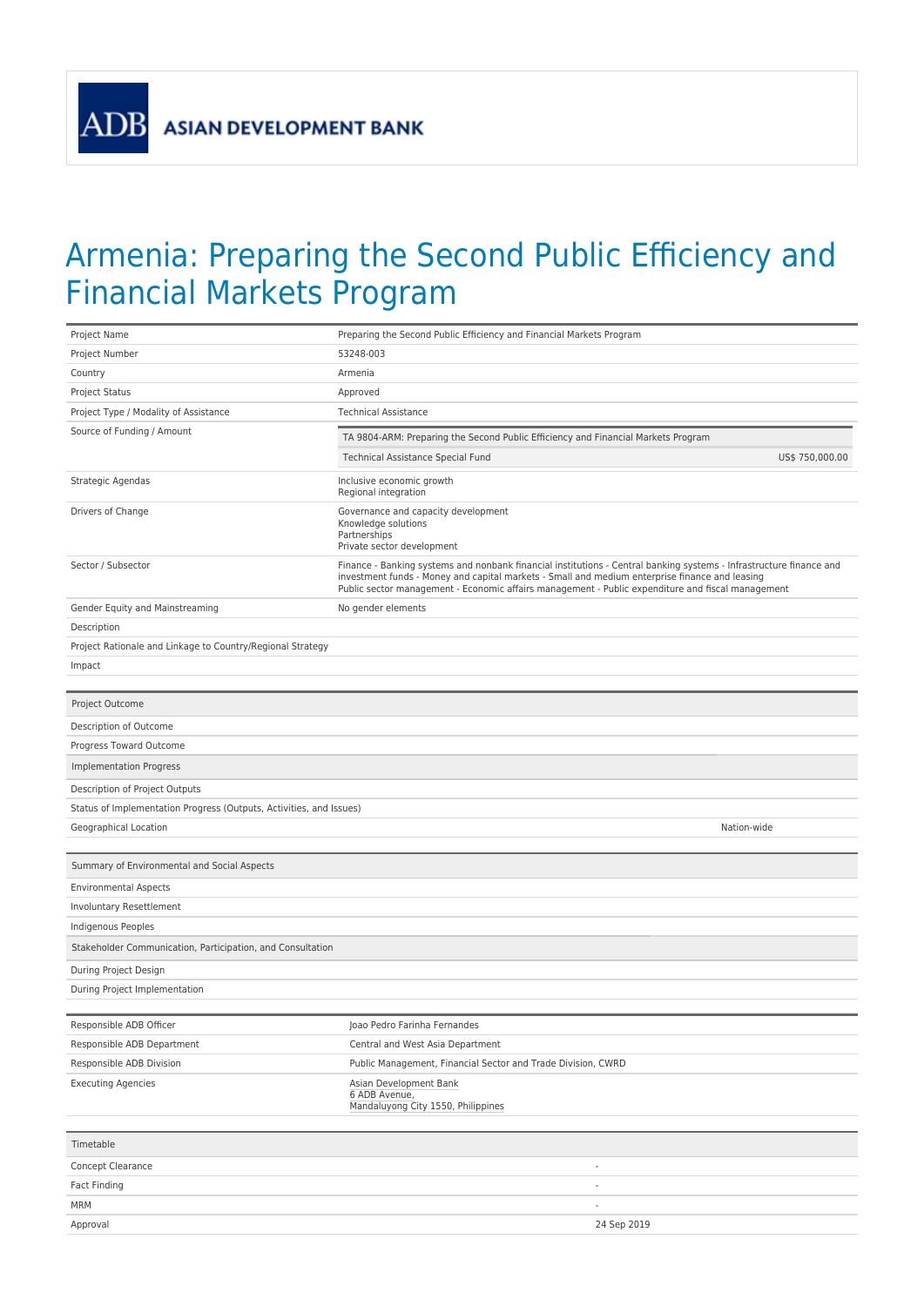ASIAN DEVELOPMENT BANK

# Armenia: Preparing the Second Public Efficiency and Financial Markets Program

| | |
|---|---|
| Project Name | Preparing the Second Public Efficiency and Financial Markets Program |
| Project Number | 53248-003 |
| Country | Armenia |
| Project Status | Approved |
| Project Type / Modality of Assistance | Technical Assistance |
| Source of Funding / Amount | TA 9804-ARM: Preparing the Second Public Efficiency and Financial Markets Program<br>Technical Assistance Special Fund US$ 750,000.00 |
| Strategic Agendas | Inclusive economic growth<br>Regional integration |
| Drivers of Change | Governance and capacity development<br>Knowledge solutions<br>Partnerships<br>Private sector development |
| Sector / Subsector | Finance - Banking systems and nonbank financial institutions - Central banking systems - Infrastructure finance and investment funds - Money and capital markets - Small and medium enterprise finance and leasing<br>Public sector management - Economic affairs management - Public expenditure and fiscal management |
| Gender Equity and Mainstreaming | No gender elements |
| Description | |
| Project Rationale and Linkage to Country/Regional Strategy | |
| Impact | |

| Project Outcome | |
|---|---|
| Description of Outcome | |
| Progress Toward Outcome | |
| **Implementation Progress** | |
| Description of Project Outputs | |
| Status of Implementation Progress (Outputs, Activities, and Issues) | |
| Geographical Location | Nation-wide |

| Summary of Environmental and Social Aspects | |
|---|---|
| Environmental Aspects | |
| Involuntary Resettlement | |
| Indigenous Peoples | |
| **Stakeholder Communication, Participation, and Consultation** | |
| During Project Design | |
| During Project Implementation | |

| | |
|---|---|
| Responsible ADB Officer | Joao Pedro Farinha Fernandes |
| Responsible ADB Department | Central and West Asia Department |
| Responsible ADB Division | Public Management, Financial Sector and Trade Division, CWRD |
| Executing Agencies | Asian Development Bank<br>6 ADB Avenue,<br>Mandaluyong City 1550, Philippines |

| Timetable | |
|---|---|
| Concept Clearance | - |
| Fact Finding | - |
| MRM | - |
| Approval | 24 Sep 2019 |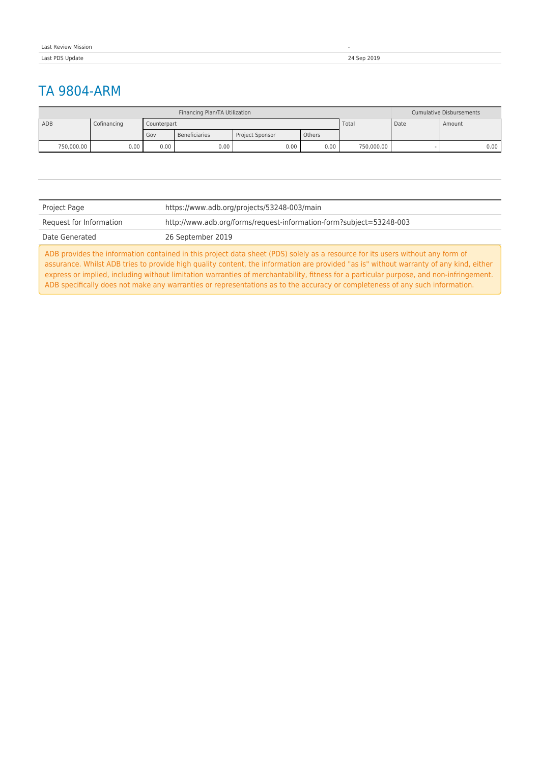| | |
|---|---|
| Last Review Mission | - |
| Last PDS Update | 24 Sep 2019 |

# TA 9804-ARM

| Financing Plan/TA Utilization | | | | | | | Cumulative Disbursements | |
|---|---|---|---|---|---|---|---|---|
| ADB | Cofinancing | Counterpart | | | | Total | Date | Amount |
| | | Gov | Beneficiaries | Project Sponsor | Others | | | |
| 750,000.00 | 0.00 | 0.00 | 0.00 | 0.00 | 0.00 | 750,000.00 | - | 0.00 |

| | |
|---|---|
| Project Page | https://www.adb.org/projects/53248-003/main |
| Request for Information | http://www.adb.org/forms/request-information-form?subject=53248-003 |
| Date Generated | 26 September 2019 |

ADB provides the information contained in this project data sheet (PDS) solely as a resource for its users without any form of assurance. Whilst ADB tries to provide high quality content, the information are provided "as is" without warranty of any kind, either express or implied, including without limitation warranties of merchantability, fitness for a particular purpose, and non-infringement. ADB specifically does not make any warranties or representations as to the accuracy or completeness of any such information.